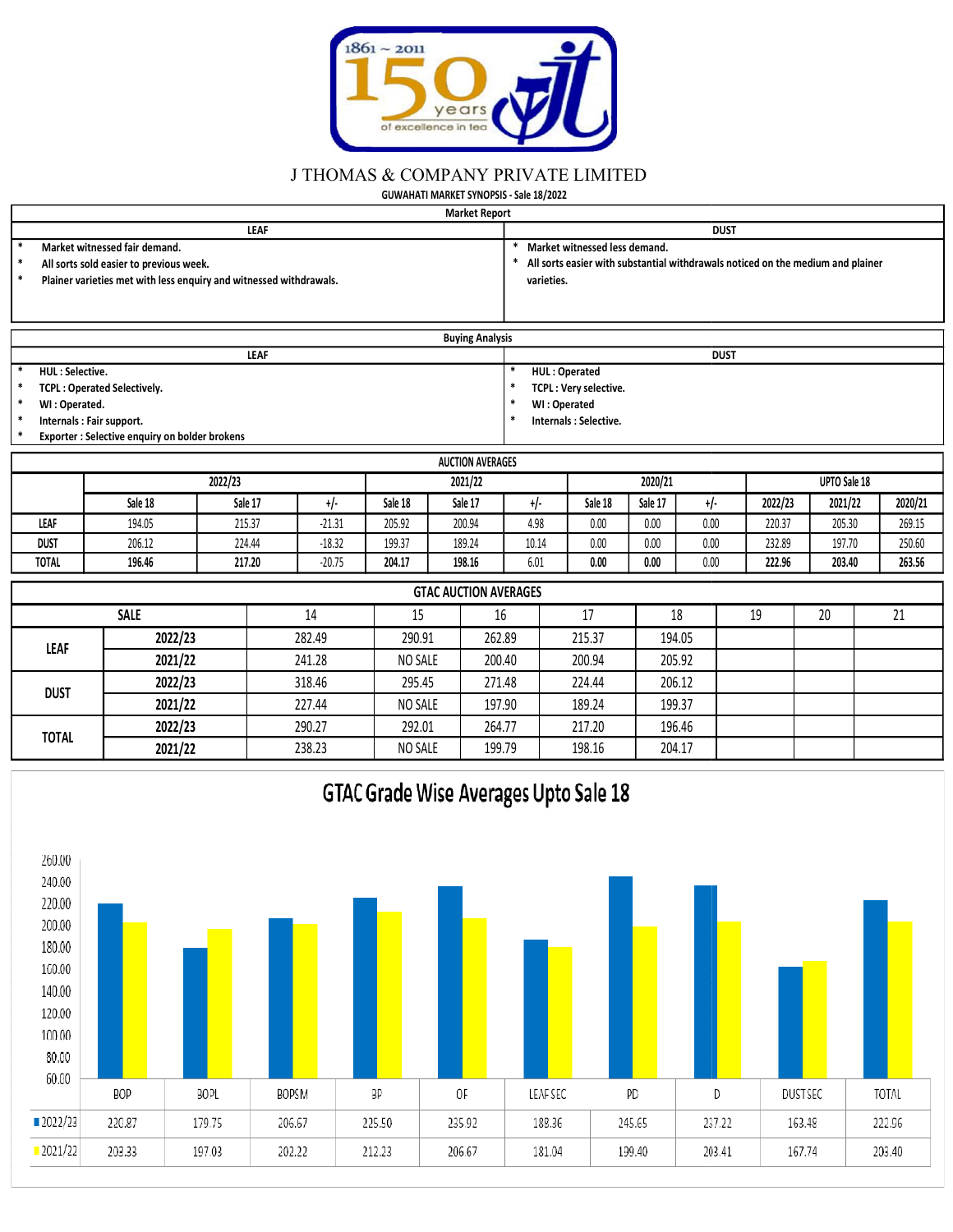# J THOMAS & COMPANY PRIVATE LIMITED

**GUWAHATI MARKET SYNOPSIS - Sale 18/2022**

## Market Report

| LEAF | DUST |
|---|---|
| * Market witnessed fair demand.<br>* All sorts sold easier to previous week.<br>* Plainer varieties met with less enquiry and witnessed withdrawals. | * Market witnessed less demand.<br>* All sorts easier with substantial withdrawals noticed on the medium and plainer varieties. |

## Buying Analysis

| LEAF | DUST |
|---|---|
| * HUL : Selective.<br>* TCPL : Operated Selectively.<br>* WI : Operated.<br>* Internals : Fair support.<br>* Exporter : Selective enquiry on bolder brokens | * HUL : Operated<br>* TCPL : Very selective.<br>* WI : Operated<br>* Internals : Selective. |

## AUCTION AVERAGES

| | 2022/23 | | | 2021/22 | | | 2020/21 | | | UPTO Sale 18 | | |
|---|---|---|---|---|---|---|---|---|---|---|---|---|
| | Sale 18 | Sale 17 | +/- | Sale 18 | Sale 17 | +/- | Sale 18 | Sale 17 | +/- | 2022/23 | 2021/22 | 2020/21 |
| LEAF | 194.05 | 215.37 | -21.31 | 205.92 | 200.94 | 4.98 | 0.00 | 0.00 | 0.00 | 220.37 | 205.30 | 269.15 |
| DUST | 206.12 | 224.44 | -18.32 | 199.37 | 189.24 | 10.14 | 0.00 | 0.00 | 0.00 | 232.89 | 197.70 | 250.60 |
| **TOTAL** | **196.46** | **217.20** | -20.75 | **204.17** | **198.16** | 6.01 | **0.00** | **0.00** | 0.00 | **222.96** | **203.40** | **263.56** |

## GTAC AUCTION AVERAGES

| SALE | | 14 | 15 | 16 | 17 | 18 | 19 | 20 | 21 |
|---|---|---|---|---|---|---|---|---|---|
| LEAF | 2022/23 | 282.49 | 290.91 | 262.89 | 215.37 | 194.05 | | | |
| | 2021/22 | 241.28 | NO SALE | 200.40 | 200.94 | 205.92 | | | |
| DUST | 2022/23 | 318.46 | 295.45 | 271.48 | 224.44 | 206.12 | | | |
| | 2021/22 | 227.44 | NO SALE | 197.90 | 189.24 | 199.37 | | | |
| TOTAL | 2022/23 | 290.27 | 292.01 | 264.77 | 217.20 | 196.46 | | | |
| | 2021/22 | 238.23 | NO SALE | 199.79 | 198.16 | 204.17 | | | |

## GTAC Grade Wise Averages Upto Sale 18

| | BOP | BOPL | BOPSM | BP | OF | LEAF SEC | PD | D | DUST SEC | TOTAL |
|---|---|---|---|---|---|---|---|---|---|---|
| 2022/23 | 220.87 | 179.75 | 206.67 | 225.50 | 235.92 | 188.36 | 245.65 | 237.22 | 163.48 | 222.96 |
| 2021/22 | 203.33 | 197.03 | 202.22 | 212.23 | 206.67 | 181.04 | 199.40 | 203.41 | 167.74 | 203.40 |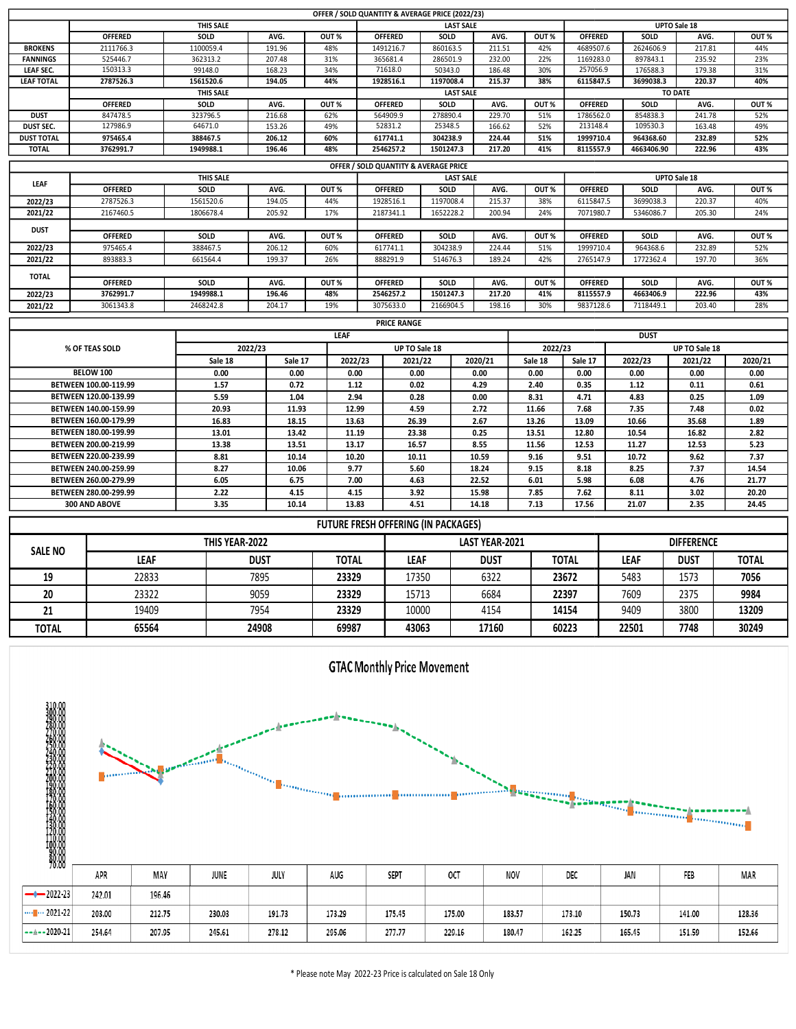## OFFER / SOLD QUANTITY & AVERAGE PRICE (2022/23)

| | THIS SALE | | | | LAST SALE | | | | UPTO Sale 18 | | | |
|---|---|---|---|---|---|---|---|---|---|---|---|---|
| | OFFERED | SOLD | AVG. | OUT % | OFFERED | SOLD | AVG. | OUT % | OFFERED | SOLD | AVG. | OUT % |
| BROKENS | 2111766.3 | 1100059.4 | 191.96 | 48% | 1491216.7 | 860163.5 | 211.51 | 42% | 4689507.6 | 2624606.9 | 217.81 | 44% |
| FANNINGS | 525446.7 | 362313.2 | 207.48 | 31% | 365681.4 | 286501.9 | 232.00 | 22% | 1169283.0 | 897843.1 | 235.92 | 23% |
| LEAF SEC. | 150313.3 | 99148.0 | 168.23 | 34% | 71618.0 | 50343.0 | 186.48 | 30% | 257056.9 | 176588.3 | 179.38 | 31% |
| LEAF TOTAL | 2787526.3 | 1561520.6 | 194.05 | 44% | 1928516.1 | 1197008.4 | 215.37 | 38% | 6115847.5 | 3699038.3 | 220.37 | 40% |
| | THIS SALE | | | | LAST SALE | | | | TO DATE | | | |
| | OFFERED | SOLD | AVG. | OUT % | OFFERED | SOLD | AVG. | OUT % | OFFERED | SOLD | AVG. | OUT % |
| DUST | 847478.5 | 323796.5 | 216.68 | 62% | 564909.9 | 278890.4 | 229.70 | 51% | 1786562.0 | 854838.3 | 241.78 | 52% |
| DUST SEC. | 127986.9 | 64671.0 | 153.26 | 49% | 52831.2 | 25348.5 | 166.62 | 52% | 213148.4 | 109530.3 | 163.48 | 49% |
| DUST TOTAL | 975465.4 | 388467.5 | 206.12 | 60% | 617741.1 | 304238.9 | 224.44 | 51% | 1999710.4 | 964368.60 | 232.89 | 52% |
| TOTAL | 3762991.7 | 1949988.1 | 196.46 | 48% | 2546257.2 | 1501247.3 | 217.20 | 41% | 8115557.9 | 4663406.90 | 222.96 | 43% |

## OFFER / SOLD QUANTITY & AVERAGE PRICE

| LEAF | THIS SALE | | | | LAST SALE | | | | UPTO Sale 18 | | | |
|---|---|---|---|---|---|---|---|---|---|---|---|---|
| | OFFERED | SOLD | AVG. | OUT % | OFFERED | SOLD | AVG. | OUT % | OFFERED | SOLD | AVG. | OUT % |
| 2022/23 | 2787526.3 | 1561520.6 | 194.05 | 44% | 1928516.1 | 1197008.4 | 215.37 | 38% | 6115847.5 | 3699038.3 | 220.37 | 40% |
| 2021/22 | 2167460.5 | 1806678.4 | 205.92 | 17% | 2187341.1 | 1652228.2 | 200.94 | 24% | 7071980.7 | 5346086.7 | 205.30 | 24% |
| DUST | OFFERED | SOLD | AVG. | OUT % | OFFERED | SOLD | AVG. | OUT % | OFFERED | SOLD | AVG. | OUT % |
| 2022/23 | 975465.4 | 388467.5 | 206.12 | 60% | 617741.1 | 304238.9 | 224.44 | 51% | 1999710.4 | 964368.6 | 232.89 | 52% |
| 2021/22 | 893883.3 | 661564.4 | 199.37 | 26% | 888291.9 | 514676.3 | 189.24 | 42% | 2765147.9 | 1772362.4 | 197.70 | 36% |
| TOTAL | OFFERED | SOLD | AVG. | OUT % | OFFERED | SOLD | AVG. | OUT % | OFFERED | SOLD | AVG. | OUT % |
| 2022/23 | 3762991.7 | 1949988.1 | 196.46 | 48% | 2546257.2 | 1501247.3 | 217.20 | 41% | 8115557.9 | 4663406.9 | 222.96 | 43% |
| 2021/22 | 3061343.8 | 2468242.8 | 204.17 | 19% | 3075633.0 | 2166904.5 | 198.16 | 30% | 9837128.6 | 7118449.1 | 203.40 | 28% |

## PRICE RANGE

| % OF TEAS SOLD | LEAF | | | | | DUST | | | | |
|---|---|---|---|---|---|---|---|---|---|---|
| | 2022/23 | | UP TO Sale 18 | | | 2022/23 | | UP TO Sale 18 | | |
| | Sale 18 | Sale 17 | 2022/23 | 2021/22 | 2020/21 | Sale 18 | Sale 17 | 2022/23 | 2021/22 | 2020/21 |
| BELOW 100 | 0.00 | 0.00 | 0.00 | 0.00 | 0.00 | 0.00 | 0.00 | 0.00 | 0.00 | 0.00 |
| BETWEEN 100.00-119.99 | 1.57 | 0.72 | 1.12 | 0.02 | 4.29 | 2.40 | 0.35 | 1.12 | 0.11 | 0.61 |
| BETWEEN 120.00-139.99 | 5.59 | 1.04 | 2.94 | 0.28 | 0.00 | 8.31 | 4.71 | 4.83 | 0.25 | 1.09 |
| BETWEEN 140.00-159.99 | 20.93 | 11.93 | 12.99 | 4.59 | 2.72 | 11.66 | 7.68 | 7.35 | 7.48 | 0.02 |
| BETWEEN 160.00-179.99 | 16.83 | 18.15 | 13.63 | 26.39 | 2.67 | 13.26 | 13.09 | 10.66 | 35.68 | 1.89 |
| BETWEEN 180.00-199.99 | 13.01 | 13.42 | 11.19 | 23.38 | 0.25 | 13.51 | 12.80 | 10.54 | 16.82 | 2.82 |
| BETWEEN 200.00-219.99 | 13.38 | 13.51 | 13.17 | 16.57 | 8.55 | 11.56 | 12.53 | 11.27 | 12.53 | 5.23 |
| BETWEEN 220.00-239.99 | 8.81 | 10.14 | 10.20 | 10.11 | 10.59 | 9.16 | 9.51 | 10.72 | 9.62 | 7.37 |
| BETWEEN 240.00-259.99 | 8.27 | 10.06 | 9.77 | 5.60 | 18.24 | 9.15 | 8.18 | 8.25 | 7.37 | 14.54 |
| BETWEEN 260.00-279.99 | 6.05 | 6.75 | 7.00 | 4.63 | 22.52 | 6.01 | 5.98 | 6.08 | 4.76 | 21.77 |
| BETWEEN 280.00-299.99 | 2.22 | 4.15 | 4.15 | 3.92 | 15.98 | 7.85 | 7.62 | 8.11 | 3.02 | 20.20 |
| 300 AND ABOVE | 3.35 | 10.14 | 13.83 | 4.51 | 14.18 | 7.13 | 17.56 | 21.07 | 2.35 | 24.45 |

## FUTURE FRESH OFFERING (IN PACKAGES)

| SALE NO | THIS YEAR-2022 | | | LAST YEAR-2021 | | | DIFFERENCE | | |
|---|---|---|---|---|---|---|---|---|---|
| | LEAF | DUST | TOTAL | LEAF | DUST | TOTAL | LEAF | DUST | TOTAL |
| 19 | 22833 | 7895 | 23329 | 17350 | 6322 | 23672 | 5483 | 1573 | 7056 |
| 20 | 23322 | 9059 | 23329 | 15713 | 6684 | 22397 | 7609 | 2375 | 9984 |
| 21 | 19409 | 7954 | 23329 | 10000 | 4154 | 14154 | 9409 | 3800 | 13209 |
| TOTAL | 65564 | 24908 | 69987 | 43063 | 17160 | 60223 | 22501 | 7748 | 30249 |

## GTAC Monthly Price Movement

| | APR | MAY | JUNE | JULY | AUG | SEPT | OCT | NOV | DEC | JAN | FEB | MAR |
|---|---|---|---|---|---|---|---|---|---|---|---|---|
| 2022-23 | 242.01 | 196.46 | | | | | | | | | | |
| 2021-22 | 203.00 | 212.75 | 230.03 | 191.73 | 173.29 | 175.45 | 175.00 | 183.57 | 173.10 | 150.73 | 141.00 | 128.36 |
| 2020-21 | 254.64 | 207.05 | 245.61 | 278.12 | 295.06 | 277.77 | 229.16 | 180.47 | 162.25 | 165.45 | 151.59 | 152.66 |

\* Please note May 2022-23 Price is calculated on Sale 18 Only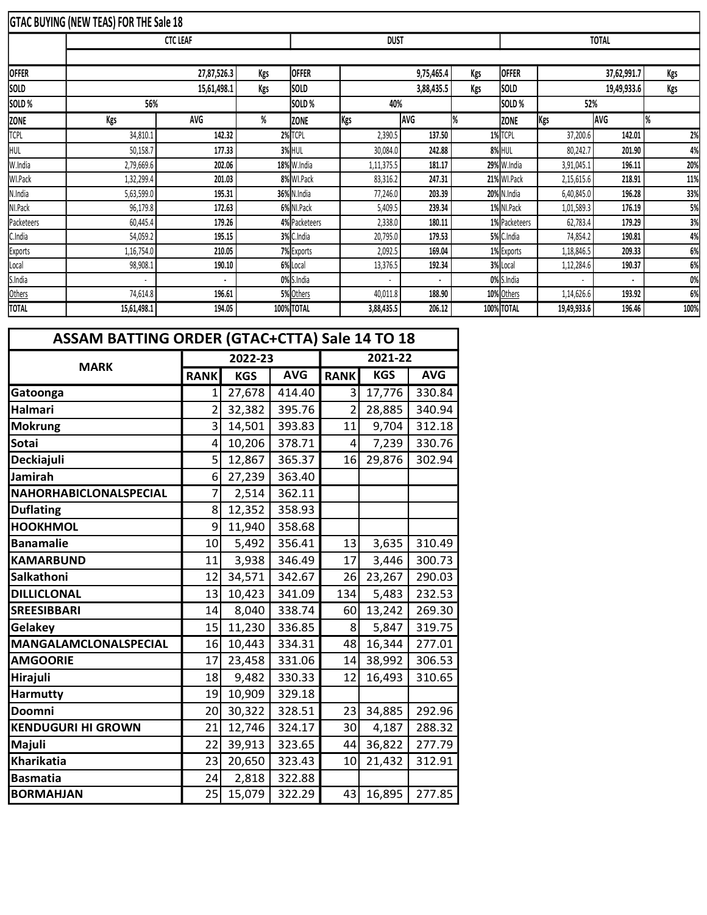## GTAC BUYING (NEW TEAS) FOR THE Sale 18

| | CTC LEAF | | | DUST | | | | TOTAL | | | |
|---|---|---|---|---|---|---|---|---|---|---|---|
| OFFER | | 27,87,526.3 | Kgs | OFFER | | 9,75,465.4 | Kgs | OFFER | | 37,62,991.7 | Kgs |
| SOLD | | 15,61,498.1 | Kgs | SOLD | | 3,88,435.5 | Kgs | SOLD | | 19,49,933.6 | Kgs |
| SOLD % | 56% | | | SOLD % | 40% | | | SOLD % | 52% | | |
| ZONE | Kgs | AVG | % | ZONE | Kgs | AVG | % | ZONE | Kgs | AVG | % |
| TCPL | 34,810.1 | 142.32 | 2% | TCPL | 2,390.5 | 137.50 | 1% | TCPL | 37,200.6 | 142.01 | 2% |
| HUL | 50,158.7 | 177.33 | 3% | HUL | 30,084.0 | 242.88 | 8% | HUL | 80,242.7 | 201.90 | 4% |
| W.India | 2,79,669.6 | 202.06 | 18% | W.India | 1,11,375.5 | 181.17 | 29% | W.India | 3,91,045.1 | 196.11 | 20% |
| WI.Pack | 1,32,299.4 | 201.03 | 8% | WI.Pack | 83,316.2 | 247.31 | 21% | WI.Pack | 2,15,615.6 | 218.91 | 11% |
| N.India | 5,63,599.0 | 195.31 | 36% | N.India | 77,246.0 | 203.39 | 20% | N.India | 6,40,845.0 | 196.28 | 33% |
| NI.Pack | 96,179.8 | 172.63 | 6% | NI.Pack | 5,409.5 | 239.34 | 1% | NI.Pack | 1,01,589.3 | 176.19 | 5% |
| Packeteers | 60,445.4 | 179.26 | 4% | Packeteers | 2,338.0 | 180.11 | 1% | Packeteers | 62,783.4 | 179.29 | 3% |
| C.India | 54,059.2 | 195.15 | 3% | C.India | 20,795.0 | 179.53 | 5% | C.India | 74,854.2 | 190.81 | 4% |
| Exports | 1,16,754.0 | 210.05 | 7% | Exports | 2,092.5 | 169.04 | 1% | Exports | 1,18,846.5 | 209.33 | 6% |
| Local | 98,908.1 | 190.10 | 6% | Local | 13,376.5 | 192.34 | 3% | Local | 1,12,284.6 | 190.37 | 6% |
| S.India | - | - | 0% | S.India | - | - | 0% | S.India | - | - | 0% |
| Others | 74,614.8 | 196.61 | 5% | Others | 40,011.8 | 188.90 | 10% | Others | 1,14,626.6 | 193.92 | 6% |
| TOTAL | 15,61,498.1 | 194.05 | 100% | TOTAL | 3,88,435.5 | 206.12 | 100% | TOTAL | 19,49,933.6 | 196.46 | 100% |

## ASSAM BATTING ORDER (GTAC+CTTA) Sale 14 TO 18

| MARK | 2022-23 | | | 2021-22 | | |
|---|---|---|---|---|---|---|
| | RANK | KGS | AVG | RANK | KGS | AVG |
| Gatoonga | 1 | 27,678 | 414.40 | 3 | 17,776 | 330.84 |
| Halmari | 2 | 32,382 | 395.76 | 2 | 28,885 | 340.94 |
| Mokrung | 3 | 14,501 | 393.83 | 11 | 9,704 | 312.18 |
| Sotai | 4 | 10,206 | 378.71 | 4 | 7,239 | 330.76 |
| Deckiajuli | 5 | 12,867 | 365.37 | 16 | 29,876 | 302.94 |
| Jamirah | 6 | 27,239 | 363.40 | | | |
| NAHORHABICLONALSPECIAL | 7 | 2,514 | 362.11 | | | |
| Duflating | 8 | 12,352 | 358.93 | | | |
| HOOKHMOL | 9 | 11,940 | 358.68 | | | |
| Banamalie | 10 | 5,492 | 356.41 | 13 | 3,635 | 310.49 |
| KAMARBUND | 11 | 3,938 | 346.49 | 17 | 3,446 | 300.73 |
| Salkathoni | 12 | 34,571 | 342.67 | 26 | 23,267 | 290.03 |
| DILLICLONAL | 13 | 10,423 | 341.09 | 134 | 5,483 | 232.53 |
| SREESIBBARI | 14 | 8,040 | 338.74 | 60 | 13,242 | 269.30 |
| Gelakey | 15 | 11,230 | 336.85 | 8 | 5,847 | 319.75 |
| MANGALAMCLONALSPECIAL | 16 | 10,443 | 334.31 | 48 | 16,344 | 277.01 |
| AMGOORIE | 17 | 23,458 | 331.06 | 14 | 38,992 | 306.53 |
| Hirajuli | 18 | 9,482 | 330.33 | 12 | 16,493 | 310.65 |
| Harmutty | 19 | 10,909 | 329.18 | | | |
| Doomni | 20 | 30,322 | 328.51 | 23 | 34,885 | 292.96 |
| KENDUGURI HI GROWN | 21 | 12,746 | 324.17 | 30 | 4,187 | 288.32 |
| Majuli | 22 | 39,913 | 323.65 | 44 | 36,822 | 277.79 |
| Kharikatia | 23 | 20,650 | 323.43 | 10 | 21,432 | 312.91 |
| Basmatia | 24 | 2,818 | 322.88 | | | |
| BORMAHJAN | 25 | 15,079 | 322.29 | 43 | 16,895 | 277.85 |